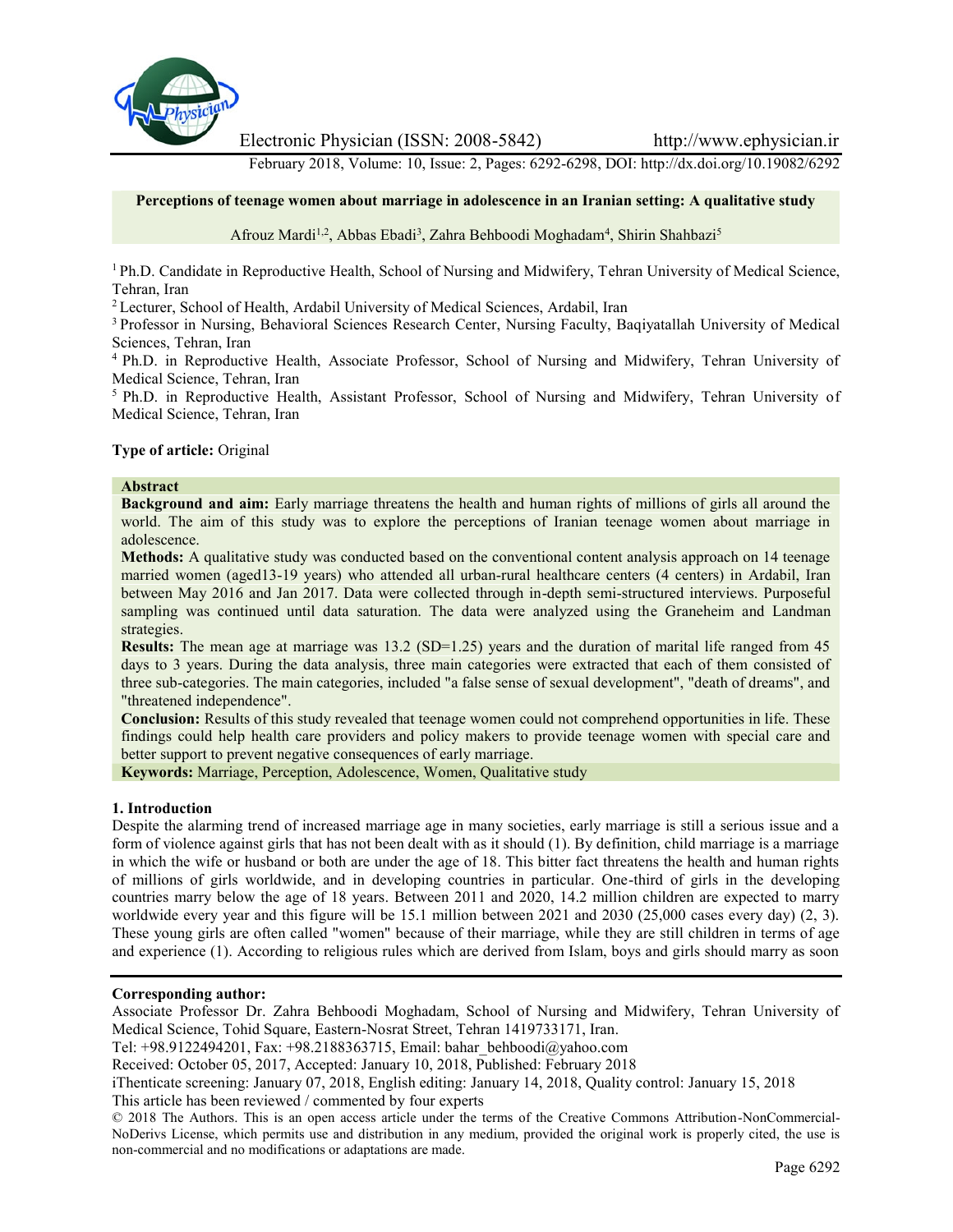# Perceptions of teenage women about marriage in adolescence in an Iranian setting: A qualitative study

Afrouz Mardi[1,2], Abbas Ebadi[3], Zahra Behboodi Moghadam[4], Shirin Shahbazi[5]

[1] Ph.D. Candidate in Reproductive Health, School of Nursing and Midwifery, Tehran University of Medical Science, Tehran, Iran

[2] Lecturer, School of Health, Ardabil University of Medical Sciences, Ardabil, Iran

[3] Professor in Nursing, Behavioral Sciences Research Center, Nursing Faculty, Baqiyatallah University of Medical Sciences, Tehran, Iran

[4] Ph.D. in Reproductive Health, Associate Professor, School of Nursing and Midwifery, Tehran University of Medical Science, Tehran, Iran

[5] Ph.D. in Reproductive Health, Assistant Professor, School of Nursing and Midwifery, Tehran University of Medical Science, Tehran, Iran

**Type of article:** Original

## Abstract

**Background and aim:** Early marriage threatens the health and human rights of millions of girls all around the world. The aim of this study was to explore the perceptions of Iranian teenage women about marriage in adolescence.

**Methods:** A qualitative study was conducted based on the conventional content analysis approach on 14 teenage married women (aged13-19 years) who attended all urban-rural healthcare centers (4 centers) in Ardabil, Iran between May 2016 and Jan 2017. Data were collected through in-depth semi-structured interviews. Purposeful sampling was continued until data saturation. The data were analyzed using the Graneheim and Landman strategies.

**Results:** The mean age at marriage was 13.2 (SD=1.25) years and the duration of marital life ranged from 45 days to 3 years. During the data analysis, three main categories were extracted that each of them consisted of three sub-categories. The main categories, included "a false sense of sexual development", "death of dreams", and "threatened independence".

**Conclusion:** Results of this study revealed that teenage women could not comprehend opportunities in life. These findings could help health care providers and policy makers to provide teenage women with special care and better support to prevent negative consequences of early marriage.

**Keywords:** Marriage, Perception, Adolescence, Women, Qualitative study

## 1. Introduction

Despite the alarming trend of increased marriage age in many societies, early marriage is still a serious issue and a form of violence against girls that has not been dealt with as it should (1). By definition, child marriage is a marriage in which the wife or husband or both are under the age of 18. This bitter fact threatens the health and human rights of millions of girls worldwide, and in developing countries in particular. One-third of girls in the developing countries marry below the age of 18 years. Between 2011 and 2020, 14.2 million children are expected to marry worldwide every year and this figure will be 15.1 million between 2021 and 2030 (25,000 cases every day) (2, 3). These young girls are often called "women" because of their marriage, while they are still children in terms of age and experience (1). According to religious rules which are derived from Islam, boys and girls should marry as soon

---

**Corresponding author:**

Associate Professor Dr. Zahra Behboodi Moghadam, School of Nursing and Midwifery, Tehran University of Medical Science, Tohid Square, Eastern-Nosrat Street, Tehran 1419733171, Iran.

Tel: +98.9122494201, Fax: +98.2188363715, Email: bahar_behboodi@yahoo.com

Received: October 05, 2017, Accepted: January 10, 2018, Published: February 2018

iThenticate screening: January 07, 2018, English editing: January 14, 2018, Quality control: January 15, 2018

This article has been reviewed / commented by four experts

© 2018 The Authors. This is an open access article under the terms of the Creative Commons Attribution-NonCommercial-NoDerivs License, which permits use and distribution in any medium, provided the original work is properly cited, the use is non-commercial and no modifications or adaptations are made.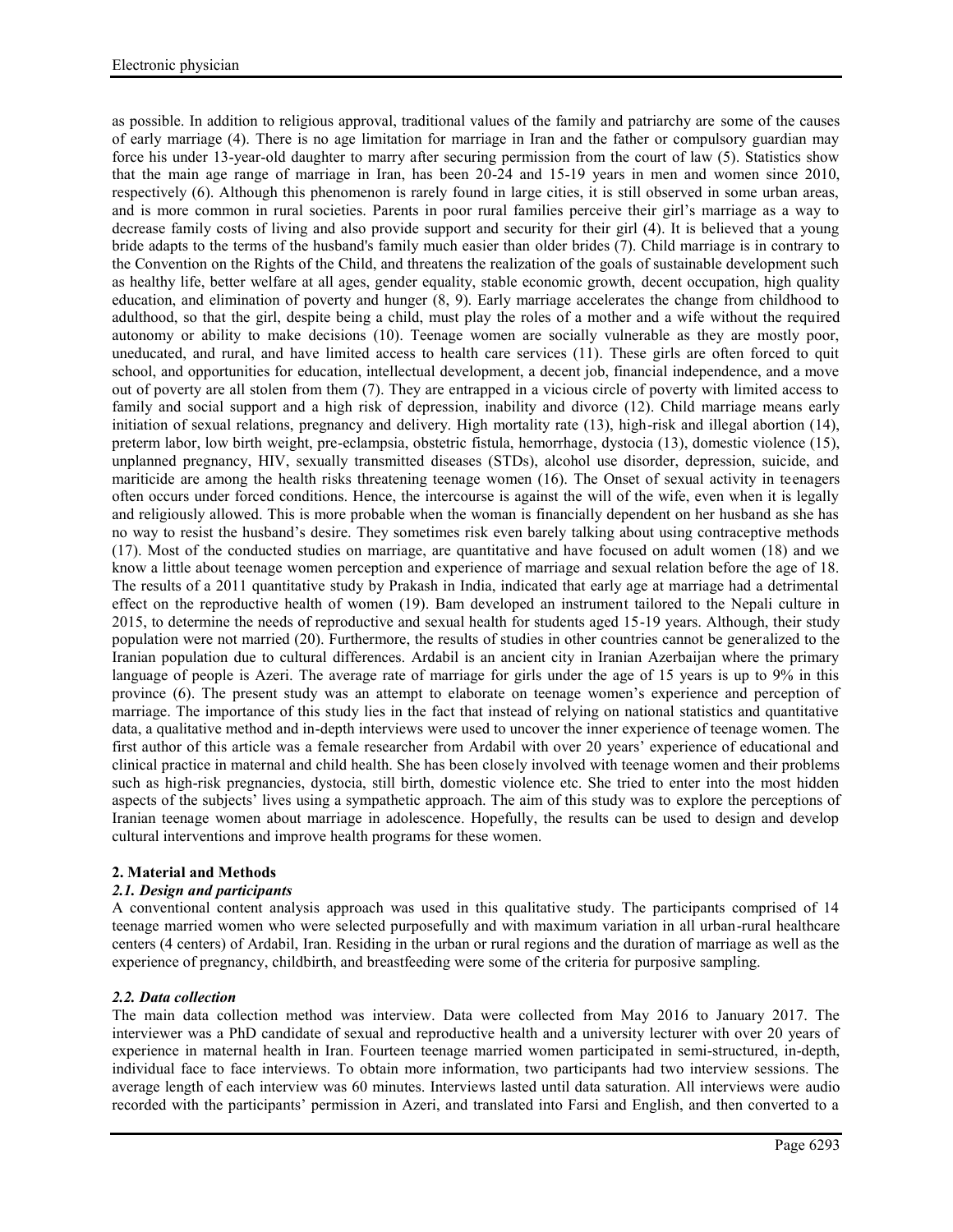as possible. In addition to religious approval, traditional values of the family and patriarchy are some of the causes of early marriage (4). There is no age limitation for marriage in Iran and the father or compulsory guardian may force his under 13-year-old daughter to marry after securing permission from the court of law (5). Statistics show that the main age range of marriage in Iran, has been 20-24 and 15-19 years in men and women since 2010, respectively (6). Although this phenomenon is rarely found in large cities, it is still observed in some urban areas, and is more common in rural societies. Parents in poor rural families perceive their girl's marriage as a way to decrease family costs of living and also provide support and security for their girl (4). It is believed that a young bride adapts to the terms of the husband's family much easier than older brides (7). Child marriage is in contrary to the Convention on the Rights of the Child, and threatens the realization of the goals of sustainable development such as healthy life, better welfare at all ages, gender equality, stable economic growth, decent occupation, high quality education, and elimination of poverty and hunger (8, 9). Early marriage accelerates the change from childhood to adulthood, so that the girl, despite being a child, must play the roles of a mother and a wife without the required autonomy or ability to make decisions (10). Teenage women are socially vulnerable as they are mostly poor, uneducated, and rural, and have limited access to health care services (11). These girls are often forced to quit school, and opportunities for education, intellectual development, a decent job, financial independence, and a move out of poverty are all stolen from them (7). They are entrapped in a vicious circle of poverty with limited access to family and social support and a high risk of depression, inability and divorce (12). Child marriage means early initiation of sexual relations, pregnancy and delivery. High mortality rate (13), high-risk and illegal abortion (14), preterm labor, low birth weight, pre-eclampsia, obstetric fistula, hemorrhage, dystocia (13), domestic violence (15), unplanned pregnancy, HIV, sexually transmitted diseases (STDs), alcohol use disorder, depression, suicide, and mariticide are among the health risks threatening teenage women (16). The Onset of sexual activity in teenagers often occurs under forced conditions. Hence, the intercourse is against the will of the wife, even when it is legally and religiously allowed. This is more probable when the woman is financially dependent on her husband as she has no way to resist the husband's desire. They sometimes risk even barely talking about using contraceptive methods (17). Most of the conducted studies on marriage, are quantitative and have focused on adult women (18) and we know a little about teenage women perception and experience of marriage and sexual relation before the age of 18. The results of a 2011 quantitative study by Prakash in India, indicated that early age at marriage had a detrimental effect on the reproductive health of women (19). Bam developed an instrument tailored to the Nepali culture in 2015, to determine the needs of reproductive and sexual health for students aged 15-19 years. Although, their study population were not married (20). Furthermore, the results of studies in other countries cannot be generalized to the Iranian population due to cultural differences. Ardabil is an ancient city in Iranian Azerbaijan where the primary language of people is Azeri. The average rate of marriage for girls under the age of 15 years is up to 9% in this province (6). The present study was an attempt to elaborate on teenage women's experience and perception of marriage. The importance of this study lies in the fact that instead of relying on national statistics and quantitative data, a qualitative method and in-depth interviews were used to uncover the inner experience of teenage women. The first author of this article was a female researcher from Ardabil with over 20 years' experience of educational and clinical practice in maternal and child health. She has been closely involved with teenage women and their problems such as high-risk pregnancies, dystocia, still birth, domestic violence etc. She tried to enter into the most hidden aspects of the subjects' lives using a sympathetic approach. The aim of this study was to explore the perceptions of Iranian teenage women about marriage in adolescence. Hopefully, the results can be used to design and develop cultural interventions and improve health programs for these women.

## 2. Material and Methods

### *2.1. Design and participants*

A conventional content analysis approach was used in this qualitative study. The participants comprised of 14 teenage married women who were selected purposefully and with maximum variation in all urban-rural healthcare centers (4 centers) of Ardabil, Iran. Residing in the urban or rural regions and the duration of marriage as well as the experience of pregnancy, childbirth, and breastfeeding were some of the criteria for purposive sampling.

### *2.2. Data collection*

The main data collection method was interview. Data were collected from May 2016 to January 2017. The interviewer was a PhD candidate of sexual and reproductive health and a university lecturer with over 20 years of experience in maternal health in Iran. Fourteen teenage married women participated in semi-structured, in-depth, individual face to face interviews. To obtain more information, two participants had two interview sessions. The average length of each interview was 60 minutes. Interviews lasted until data saturation. All interviews were audio recorded with the participants' permission in Azeri, and translated into Farsi and English, and then converted to a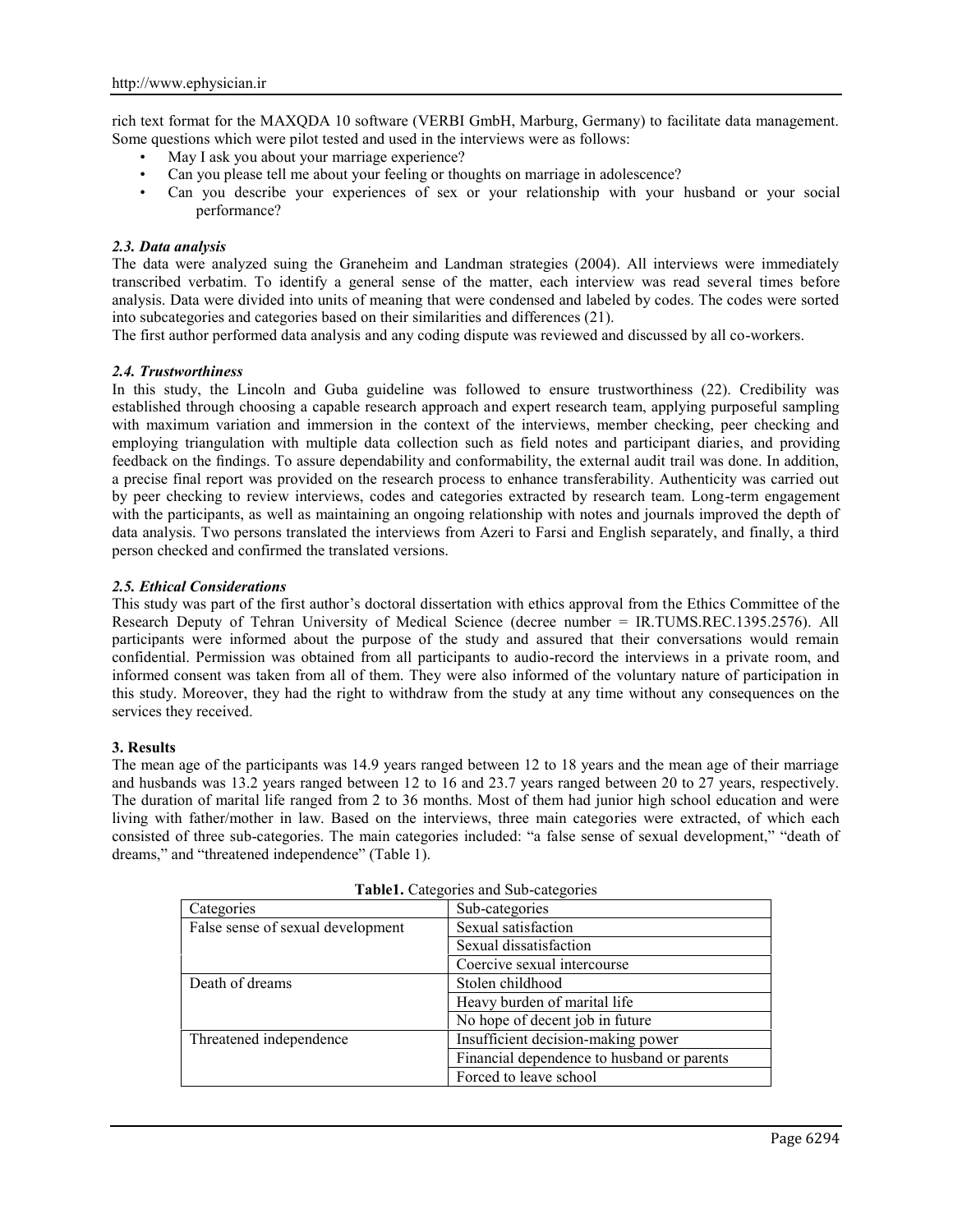rich text format for the MAXQDA 10 software (VERBI GmbH, Marburg, Germany) to facilitate data management. Some questions which were pilot tested and used in the interviews were as follows:

- May I ask you about your marriage experience?
- Can you please tell me about your feeling or thoughts on marriage in adolescence?
- Can you describe your experiences of sex or your relationship with your husband or your social performance?

### *2.3. Data analysis*

The data were analyzed suing the Graneheim and Landman strategies (2004). All interviews were immediately transcribed verbatim. To identify a general sense of the matter, each interview was read several times before analysis. Data were divided into units of meaning that were condensed and labeled by codes. The codes were sorted into subcategories and categories based on their similarities and differences (21).

The first author performed data analysis and any coding dispute was reviewed and discussed by all co-workers.

### *2.4. Trustworthiness*

In this study, the Lincoln and Guba guideline was followed to ensure trustworthiness (22). Credibility was established through choosing a capable research approach and expert research team, applying purposeful sampling with maximum variation and immersion in the context of the interviews, member checking, peer checking and employing triangulation with multiple data collection such as field notes and participant diaries, and providing feedback on the findings. To assure dependability and conformability, the external audit trail was done. In addition, a precise final report was provided on the research process to enhance transferability. Authenticity was carried out by peer checking to review interviews, codes and categories extracted by research team. Long-term engagement with the participants, as well as maintaining an ongoing relationship with notes and journals improved the depth of data analysis. Two persons translated the interviews from Azeri to Farsi and English separately, and finally, a third person checked and confirmed the translated versions.

### *2.5. Ethical Considerations*

This study was part of the first author's doctoral dissertation with ethics approval from the Ethics Committee of the Research Deputy of Tehran University of Medical Science (decree number = IR.TUMS.REC.1395.2576). All participants were informed about the purpose of the study and assured that their conversations would remain confidential. Permission was obtained from all participants to audio-record the interviews in a private room, and informed consent was taken from all of them. They were also informed of the voluntary nature of participation in this study. Moreover, they had the right to withdraw from the study at any time without any consequences on the services they received.

## 3. Results

The mean age of the participants was 14.9 years ranged between 12 to 18 years and the mean age of their marriage and husbands was 13.2 years ranged between 12 to 16 and 23.7 years ranged between 20 to 27 years, respectively. The duration of marital life ranged from 2 to 36 months. Most of them had junior high school education and were living with father/mother in law. Based on the interviews, three main categories were extracted, of which each consisted of three sub-categories. The main categories included: "a false sense of sexual development," "death of dreams," and "threatened independence" (Table 1).

**Table1.** Categories and Sub-categories

| Categories | Sub-categories |
|---|---|
| False sense of sexual development | Sexual satisfaction |
| | Sexual dissatisfaction |
| | Coercive sexual intercourse |
| Death of dreams | Stolen childhood |
| | Heavy burden of marital life |
| | No hope of decent job in future |
| Threatened independence | Insufficient decision-making power |
| | Financial dependence to husband or parents |
| | Forced to leave school |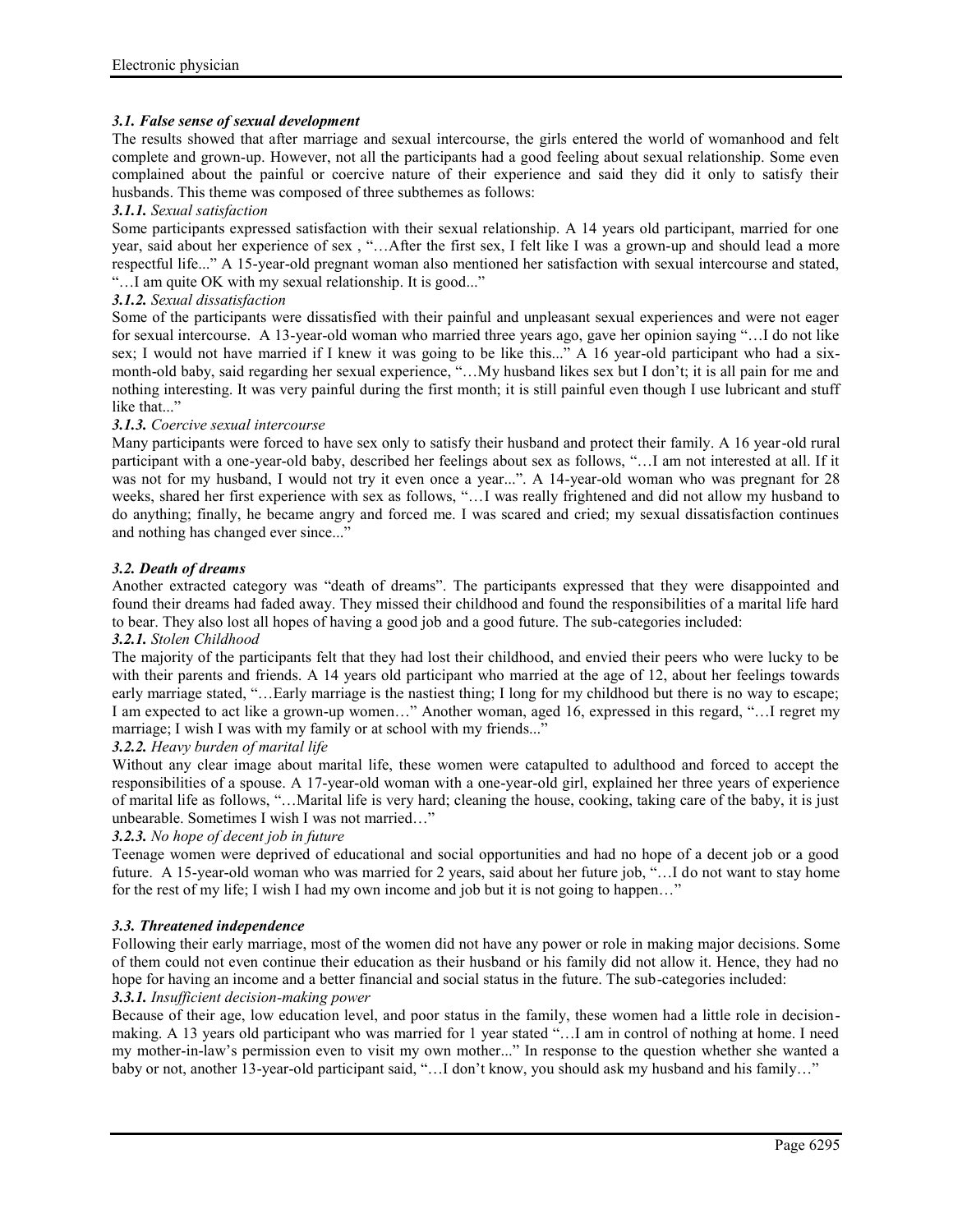### *3.1. False sense of sexual development*

The results showed that after marriage and sexual intercourse, the girls entered the world of womanhood and felt complete and grown-up. However, not all the participants had a good feeling about sexual relationship. Some even complained about the painful or coercive nature of their experience and said they did it only to satisfy their husbands. This theme was composed of three subthemes as follows:

#### *3.1.1. Sexual satisfaction*

Some participants expressed satisfaction with their sexual relationship. A 14 years old participant, married for one year, said about her experience of sex , "…After the first sex, I felt like I was a grown-up and should lead a more respectful life..." A 15-year-old pregnant woman also mentioned her satisfaction with sexual intercourse and stated, "…I am quite OK with my sexual relationship. It is good..."

#### *3.1.2. Sexual dissatisfaction*

Some of the participants were dissatisfied with their painful and unpleasant sexual experiences and were not eager for sexual intercourse. A 13-year-old woman who married three years ago, gave her opinion saying "…I do not like sex; I would not have married if I knew it was going to be like this..." A 16 year-old participant who had a six-month-old baby, said regarding her sexual experience, "…My husband likes sex but I don't; it is all pain for me and nothing interesting. It was very painful during the first month; it is still painful even though I use lubricant and stuff like that..."

#### *3.1.3. Coercive sexual intercourse*

Many participants were forced to have sex only to satisfy their husband and protect their family. A 16 year-old rural participant with a one-year-old baby, described her feelings about sex as follows, "…I am not interested at all. If it was not for my husband, I would not try it even once a year...". A 14-year-old woman who was pregnant for 28 weeks, shared her first experience with sex as follows, "…I was really frightened and did not allow my husband to do anything; finally, he became angry and forced me. I was scared and cried; my sexual dissatisfaction continues and nothing has changed ever since..."

### *3.2. Death of dreams*

Another extracted category was "death of dreams". The participants expressed that they were disappointed and found their dreams had faded away. They missed their childhood and found the responsibilities of a marital life hard to bear. They also lost all hopes of having a good job and a good future. The sub-categories included:

#### *3.2.1. Stolen Childhood*

The majority of the participants felt that they had lost their childhood, and envied their peers who were lucky to be with their parents and friends. A 14 years old participant who married at the age of 12, about her feelings towards early marriage stated, "…Early marriage is the nastiest thing; I long for my childhood but there is no way to escape; I am expected to act like a grown-up women…" Another woman, aged 16, expressed in this regard, "…I regret my marriage; I wish I was with my family or at school with my friends..."

#### *3.2.2. Heavy burden of marital life*

Without any clear image about marital life, these women were catapulted to adulthood and forced to accept the responsibilities of a spouse. A 17-year-old woman with a one-year-old girl, explained her three years of experience of marital life as follows, "…Marital life is very hard; cleaning the house, cooking, taking care of the baby, it is just unbearable. Sometimes I wish I was not married…"

#### *3.2.3. No hope of decent job in future*

Teenage women were deprived of educational and social opportunities and had no hope of a decent job or a good future. A 15-year-old woman who was married for 2 years, said about her future job, "…I do not want to stay home for the rest of my life; I wish I had my own income and job but it is not going to happen…"

### *3.3. Threatened independence*

Following their early marriage, most of the women did not have any power or role in making major decisions. Some of them could not even continue their education as their husband or his family did not allow it. Hence, they had no hope for having an income and a better financial and social status in the future. The sub-categories included:

#### *3.3.1. Insufficient decision-making power*

Because of their age, low education level, and poor status in the family, these women had a little role in decision-making. A 13 years old participant who was married for 1 year stated "…I am in control of nothing at home. I need my mother-in-law's permission even to visit my own mother..." In response to the question whether she wanted a baby or not, another 13-year-old participant said, "…I don't know, you should ask my husband and his family…"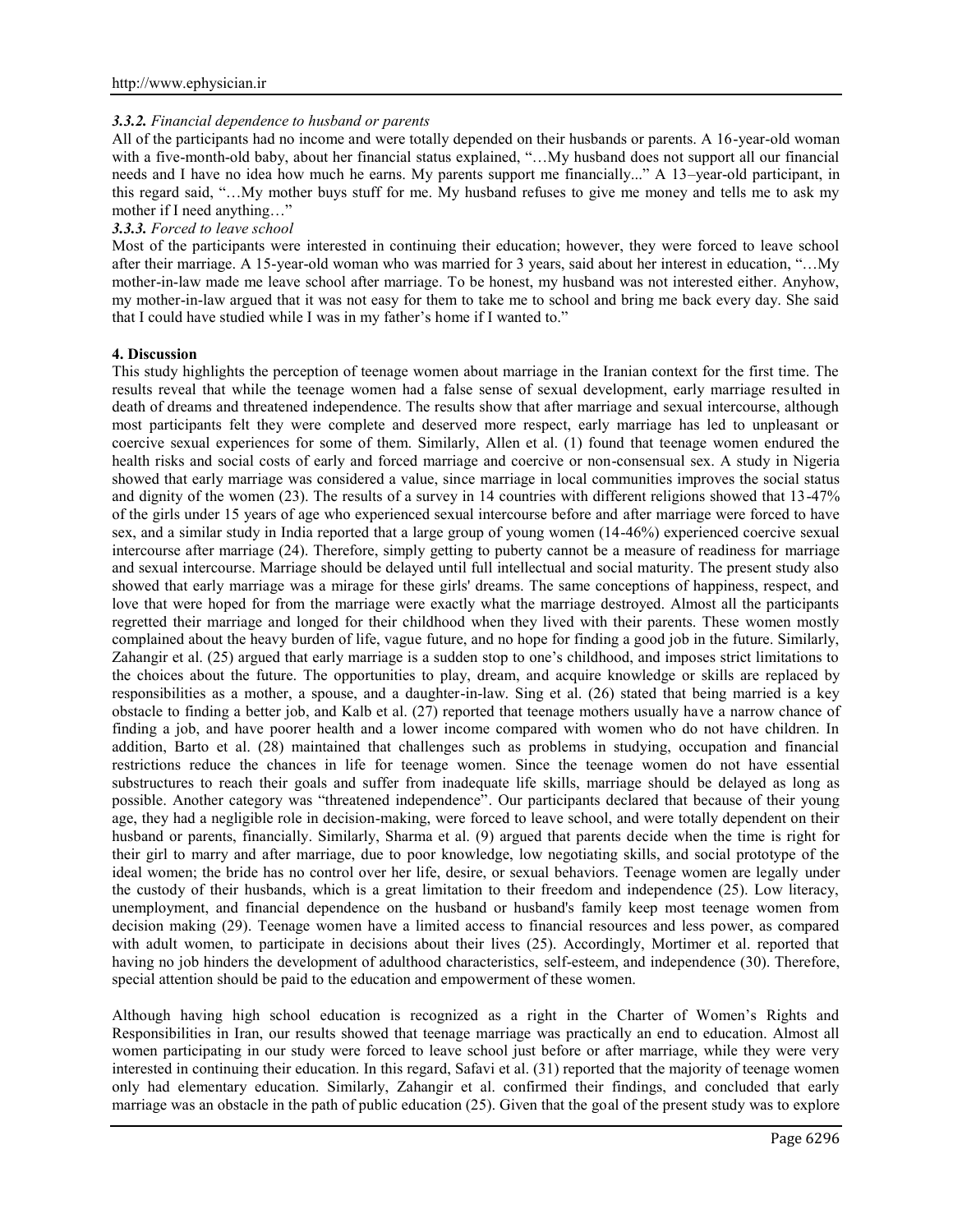#### *3.3.2. Financial dependence to husband or parents*

All of the participants had no income and were totally depended on their husbands or parents. A 16-year-old woman with a five-month-old baby, about her financial status explained, "…My husband does not support all our financial needs and I have no idea how much he earns. My parents support me financially..." A 13–year-old participant, in this regard said, "…My mother buys stuff for me. My husband refuses to give me money and tells me to ask my mother if I need anything…"

#### *3.3.3. Forced to leave school*

Most of the participants were interested in continuing their education; however, they were forced to leave school after their marriage. A 15-year-old woman who was married for 3 years, said about her interest in education, "…My mother-in-law made me leave school after marriage. To be honest, my husband was not interested either. Anyhow, my mother-in-law argued that it was not easy for them to take me to school and bring me back every day. She said that I could have studied while I was in my father's home if I wanted to."

## 4. Discussion

This study highlights the perception of teenage women about marriage in the Iranian context for the first time. The results reveal that while the teenage women had a false sense of sexual development, early marriage resulted in death of dreams and threatened independence. The results show that after marriage and sexual intercourse, although most participants felt they were complete and deserved more respect, early marriage has led to unpleasant or coercive sexual experiences for some of them. Similarly, Allen et al. (1) found that teenage women endured the health risks and social costs of early and forced marriage and coercive or non-consensual sex. A study in Nigeria showed that early marriage was considered a value, since marriage in local communities improves the social status and dignity of the women (23). The results of a survey in 14 countries with different religions showed that 13-47% of the girls under 15 years of age who experienced sexual intercourse before and after marriage were forced to have sex, and a similar study in India reported that a large group of young women (14-46%) experienced coercive sexual intercourse after marriage (24). Therefore, simply getting to puberty cannot be a measure of readiness for marriage and sexual intercourse. Marriage should be delayed until full intellectual and social maturity. The present study also showed that early marriage was a mirage for these girls' dreams. The same conceptions of happiness, respect, and love that were hoped for from the marriage were exactly what the marriage destroyed. Almost all the participants regretted their marriage and longed for their childhood when they lived with their parents. These women mostly complained about the heavy burden of life, vague future, and no hope for finding a good job in the future. Similarly, Zahangir et al. (25) argued that early marriage is a sudden stop to one's childhood, and imposes strict limitations to the choices about the future. The opportunities to play, dream, and acquire knowledge or skills are replaced by responsibilities as a mother, a spouse, and a daughter-in-law. Sing et al. (26) stated that being married is a key obstacle to finding a better job, and Kalb et al. (27) reported that teenage mothers usually have a narrow chance of finding a job, and have poorer health and a lower income compared with women who do not have children. In addition, Barto et al. (28) maintained that challenges such as problems in studying, occupation and financial restrictions reduce the chances in life for teenage women. Since the teenage women do not have essential substructures to reach their goals and suffer from inadequate life skills, marriage should be delayed as long as possible. Another category was "threatened independence". Our participants declared that because of their young age, they had a negligible role in decision-making, were forced to leave school, and were totally dependent on their husband or parents, financially. Similarly, Sharma et al. (9) argued that parents decide when the time is right for their girl to marry and after marriage, due to poor knowledge, low negotiating skills, and social prototype of the ideal women; the bride has no control over her life, desire, or sexual behaviors. Teenage women are legally under the custody of their husbands, which is a great limitation to their freedom and independence (25). Low literacy, unemployment, and financial dependence on the husband or husband's family keep most teenage women from decision making (29). Teenage women have a limited access to financial resources and less power, as compared with adult women, to participate in decisions about their lives (25). Accordingly, Mortimer et al. reported that having no job hinders the development of adulthood characteristics, self-esteem, and independence (30). Therefore, special attention should be paid to the education and empowerment of these women.

Although having high school education is recognized as a right in the Charter of Women's Rights and Responsibilities in Iran, our results showed that teenage marriage was practically an end to education. Almost all women participating in our study were forced to leave school just before or after marriage, while they were very interested in continuing their education. In this regard, Safavi et al. (31) reported that the majority of teenage women only had elementary education. Similarly, Zahangir et al. confirmed their findings, and concluded that early marriage was an obstacle in the path of public education (25). Given that the goal of the present study was to explore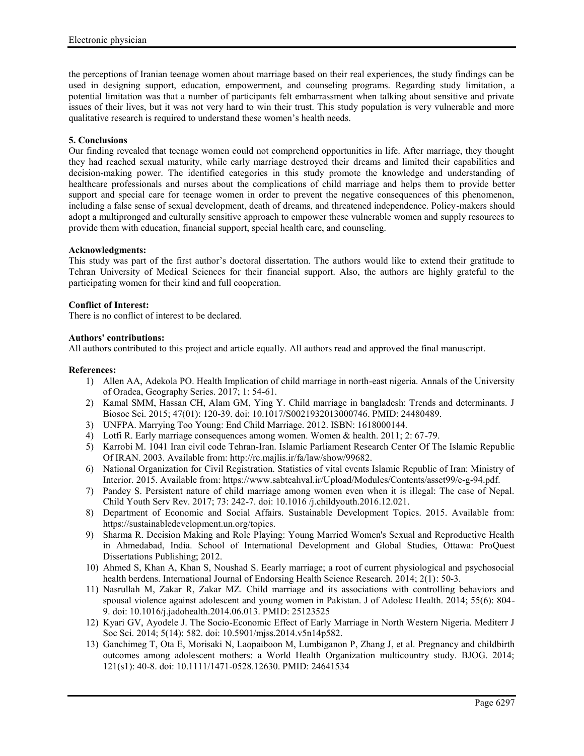the perceptions of Iranian teenage women about marriage based on their real experiences, the study findings can be used in designing support, education, empowerment, and counseling programs. Regarding study limitation, a potential limitation was that a number of participants felt embarrassment when talking about sensitive and private issues of their lives, but it was not very hard to win their trust. This study population is very vulnerable and more qualitative research is required to understand these women's health needs.

**5. Conclusions**

Our finding revealed that teenage women could not comprehend opportunities in life. After marriage, they thought they had reached sexual maturity, while early marriage destroyed their dreams and limited their capabilities and decision-making power. The identified categories in this study promote the knowledge and understanding of healthcare professionals and nurses about the complications of child marriage and helps them to provide better support and special care for teenage women in order to prevent the negative consequences of this phenomenon, including a false sense of sexual development, death of dreams, and threatened independence. Policy-makers should adopt a multipronged and culturally sensitive approach to empower these vulnerable women and supply resources to provide them with education, financial support, special health care, and counseling.

**Acknowledgments:**

This study was part of the first author's doctoral dissertation. The authors would like to extend their gratitude to Tehran University of Medical Sciences for their financial support. Also, the authors are highly grateful to the participating women for their kind and full cooperation.

**Conflict of Interest:**

There is no conflict of interest to be declared.

**Authors' contributions:**

All authors contributed to this project and article equally. All authors read and approved the final manuscript.

**References:**

1) Allen AA, Adekola PO. Health Implication of child marriage in north-east nigeria. Annals of the University of Oradea, Geography Series. 2017; 1: 54-61.
2) Kamal SMM, Hassan CH, Alam GM, Ying Y. Child marriage in bangladesh: Trends and determinants. J Biosoc Sci. 2015; 47(01): 120-39. doi: 10.1017/S0021932013000746. PMID: 24480489.
3) UNFPA. Marrying Too Young: End Child Marriage. 2012. ISBN: 1618000144.
4) Lotfi R. Early marriage consequences among women. Women & health. 2011; 2: 67-79.
5) Karrobi M. 1041 Iran civil code Tehran-Iran. Islamic Parliament Research Center Of The Islamic Republic Of IRAN. 2003. Available from: http://rc.majlis.ir/fa/law/show/99682.
6) National Organization for Civil Registration. Statistics of vital events Islamic Republic of Iran: Ministry of Interior. 2015. Available from: https://www.sabteahval.ir/Upload/Modules/Contents/asset99/e-g-94.pdf.
7) Pandey S. Persistent nature of child marriage among women even when it is illegal: The case of Nepal. Child Youth Serv Rev. 2017; 73: 242-7. doi: 10.1016 /j.childyouth.2016.12.021.
8) Department of Economic and Social Affairs. Sustainable Development Topics. 2015. Available from: https://sustainabledevelopment.un.org/topics.
9) Sharma R. Decision Making and Role Playing: Young Married Women's Sexual and Reproductive Health in Ahmedabad, India. School of International Development and Global Studies, Ottawa: ProQuest Dissertations Publishing; 2012.
10) Ahmed S, Khan A, Khan S, Noushad S. Eearly marriage; a root of current physiological and psychosocial health berdens. International Journal of Endorsing Health Science Research. 2014; 2(1): 50-3.
11) Nasrullah M, Zakar R, Zakar MZ. Child marriage and its associations with controlling behaviors and spousal violence against adolescent and young women in Pakistan. J of Adolesc Health. 2014; 55(6): 804-9. doi: 10.1016/j.jadohealth.2014.06.013. PMID: 25123525
12) Kyari GV, Ayodele J. The Socio-Economic Effect of Early Marriage in North Western Nigeria. Mediterr J Soc Sci. 2014; 5(14): 582. doi: 10.5901/mjss.2014.v5n14p582.
13) Ganchimeg T, Ota E, Morisaki N, Laopaiboon M, Lumbiganon P, Zhang J, et al. Pregnancy and childbirth outcomes among adolescent mothers: a World Health Organization multicountry study. BJOG. 2014; 121(s1): 40-8. doi: 10.1111/1471-0528.12630. PMID: 24641534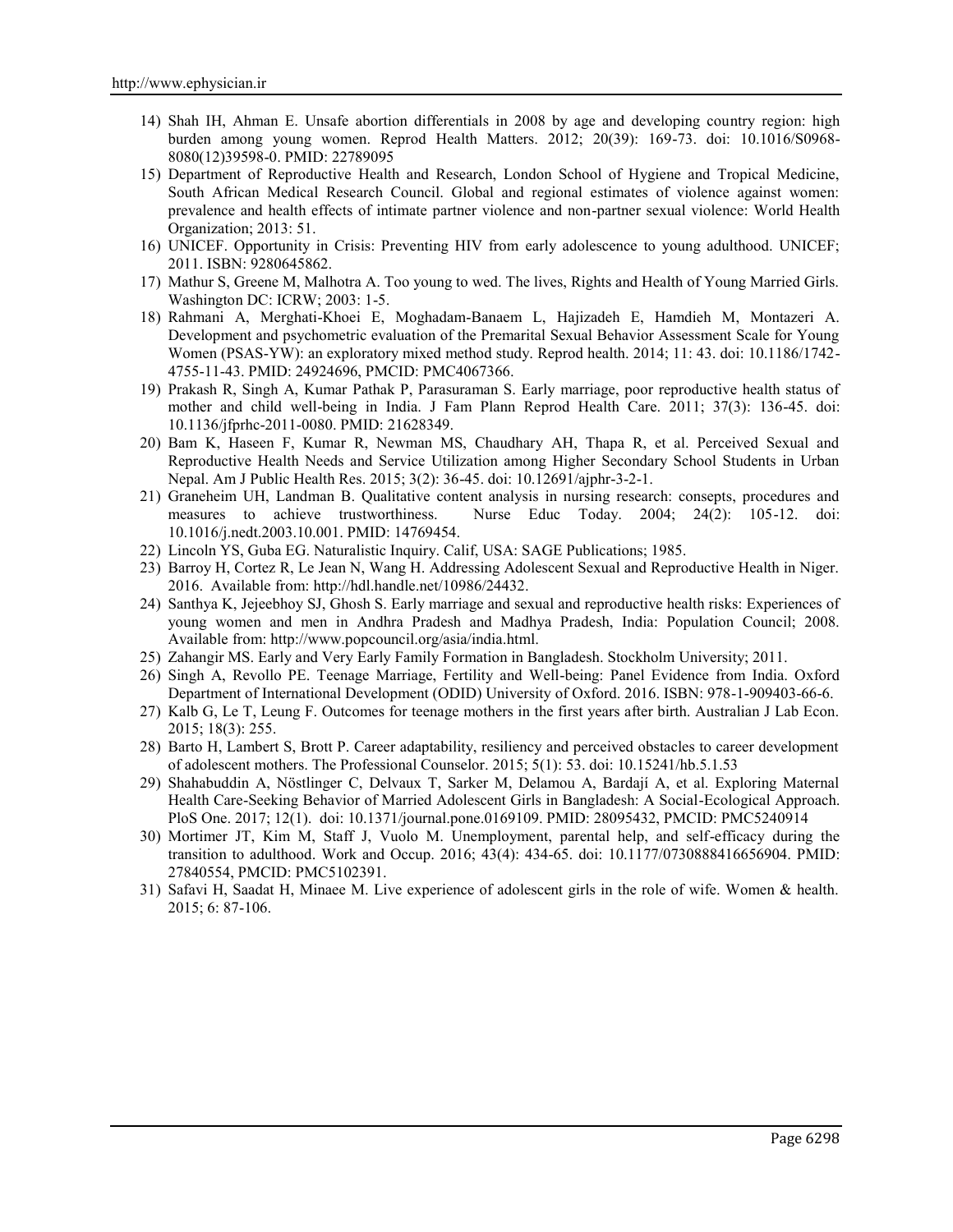14) Shah IH, Ahman E. Unsafe abortion differentials in 2008 by age and developing country region: high burden among young women. Reprod Health Matters. 2012; 20(39): 169-73. doi: 10.1016/S0968-8080(12)39598-0. PMID: 22789095
15) Department of Reproductive Health and Research, London School of Hygiene and Tropical Medicine, South African Medical Research Council. Global and regional estimates of violence against women: prevalence and health effects of intimate partner violence and non-partner sexual violence: World Health Organization; 2013: 51.
16) UNICEF. Opportunity in Crisis: Preventing HIV from early adolescence to young adulthood. UNICEF; 2011. ISBN: 9280645862.
17) Mathur S, Greene M, Malhotra A. Too young to wed. The lives, Rights and Health of Young Married Girls. Washington DC: ICRW; 2003: 1-5.
18) Rahmani A, Merghati-Khoei E, Moghadam-Banaem L, Hajizadeh E, Hamdieh M, Montazeri A. Development and psychometric evaluation of the Premarital Sexual Behavior Assessment Scale for Young Women (PSAS-YW): an exploratory mixed method study. Reprod health. 2014; 11: 43. doi: 10.1186/1742-4755-11-43. PMID: 24924696, PMCID: PMC4067366.
19) Prakash R, Singh A, Kumar Pathak P, Parasuraman S. Early marriage, poor reproductive health status of mother and child well-being in India. J Fam Plann Reprod Health Care. 2011; 37(3): 136-45. doi: 10.1136/jfprhc-2011-0080. PMID: 21628349.
20) Bam K, Haseen F, Kumar R, Newman MS, Chaudhary AH, Thapa R, et al. Perceived Sexual and Reproductive Health Needs and Service Utilization among Higher Secondary School Students in Urban Nepal. Am J Public Health Res. 2015; 3(2): 36-45. doi: 10.12691/ajphr-3-2-1.
21) Graneheim UH, Landman B. Qualitative content analysis in nursing research: consepts, procedures and measures to achieve trustworthiness. Nurse Educ Today. 2004; 24(2): 105-12. doi: 10.1016/j.nedt.2003.10.001. PMID: 14769454.
22) Lincoln YS, Guba EG. Naturalistic Inquiry. Calif, USA: SAGE Publications; 1985.
23) Barroy H, Cortez R, Le Jean N, Wang H. Addressing Adolescent Sexual and Reproductive Health in Niger. 2016. Available from: http://hdl.handle.net/10986/24432.
24) Santhya K, Jejeebhoy SJ, Ghosh S. Early marriage and sexual and reproductive health risks: Experiences of young women and men in Andhra Pradesh and Madhya Pradesh, India: Population Council; 2008. Available from: http://www.popcouncil.org/asia/india.html.
25) Zahangir MS. Early and Very Early Family Formation in Bangladesh. Stockholm University; 2011.
26) Singh A, Revollo PE. Teenage Marriage, Fertility and Well-being: Panel Evidence from India. Oxford Department of International Development (ODID) University of Oxford. 2016. ISBN: 978-1-909403-66-6.
27) Kalb G, Le T, Leung F. Outcomes for teenage mothers in the first years after birth. Australian J Lab Econ. 2015; 18(3): 255.
28) Barto H, Lambert S, Brott P. Career adaptability, resiliency and perceived obstacles to career development of adolescent mothers. The Professional Counselor. 2015; 5(1): 53. doi: 10.15241/hb.5.1.53
29) Shahabuddin A, Nöstlinger C, Delvaux T, Sarker M, Delamou A, Bardají A, et al. Exploring Maternal Health Care-Seeking Behavior of Married Adolescent Girls in Bangladesh: A Social-Ecological Approach. PloS One. 2017; 12(1). doi: 10.1371/journal.pone.0169109. PMID: 28095432, PMCID: PMC5240914
30) Mortimer JT, Kim M, Staff J, Vuolo M. Unemployment, parental help, and self-efficacy during the transition to adulthood. Work and Occup. 2016; 43(4): 434-65. doi: 10.1177/0730888416656904. PMID: 27840554, PMCID: PMC5102391.
31) Safavi H, Saadat H, Minaee M. Live experience of adolescent girls in the role of wife. Women & health. 2015; 6: 87-106.